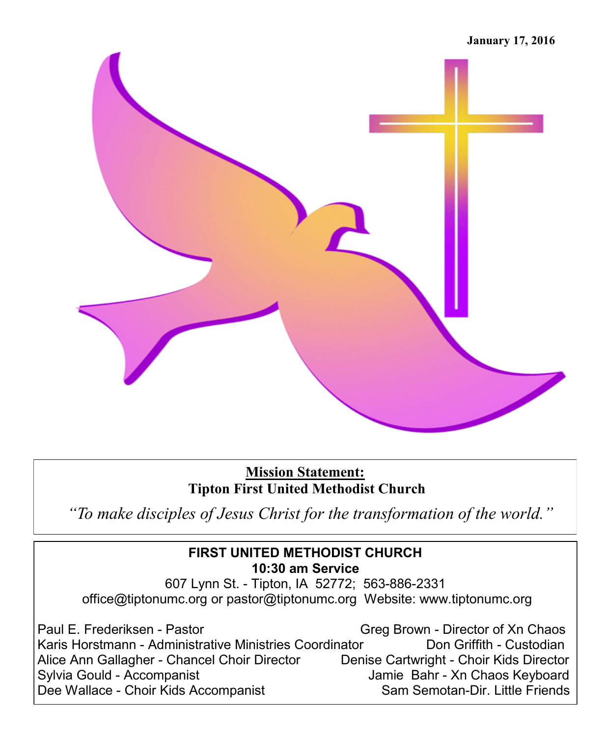January 17, 2016

**Mission Statement:**

**Tipton First United Methodist Church**

*"To make disciples of Jesus Christ for the transformation of the world."*

**FIRST UNITED METHODIST CHURCH**

**10:30 am Service**

607 Lynn St. - Tipton, IA 52772; 563-886-2331

office@tiptonumc.org or pastor@tiptonumc.org Website: www.tiptonumc.org

Paul E. Frederiksen - Pastor

Karis Horstmann - Administrative Ministries Coordinator

Alice Ann Gallagher - Chancel Choir Director

Sylvia Gould - Accompanist

Dee Wallace - Choir Kids Accompanist

Greg Brown - Director of Xn Chaos

Don Griffith - Custodian

Denise Cartwright - Choir Kids Director

Jamie Bahr - Xn Chaos Keyboard

Sam Semotan-Dir. Little Friends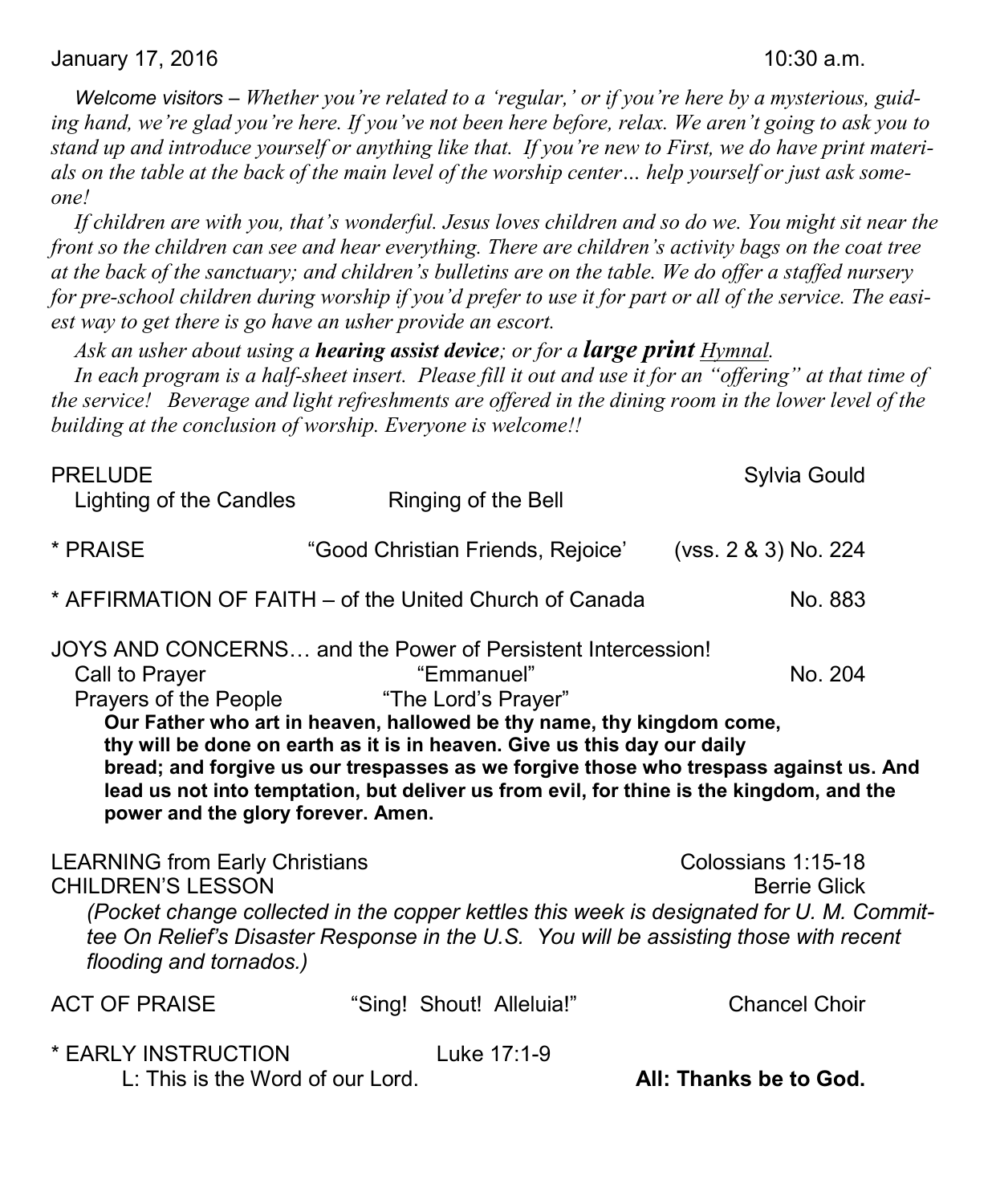January 17, 2016 10:30 a.m.

*Welcome visitors – Whether you're related to a 'regular,' or if you're here by a mysterious, guiding hand, we're glad you're here. If you've not been here before, relax. We aren't going to ask you to stand up and introduce yourself or anything like that. If you're new to First, we do have print materials on the table at the back of the main level of the worship center… help yourself or just ask someone!*

*If children are with you, that's wonderful. Jesus loves children and so do we. You might sit near the front so the children can see and hear everything. There are children's activity bags on the coat tree at the back of the sanctuary; and children's bulletins are on the table. We do offer a staffed nursery for pre-school children during worship if you'd prefer to use it for part or all of the service. The easiest way to get there is go have an usher provide an escort.*

*Ask an usher about using a **hearing assist device**; or for a **large print** Hymnal.*

*In each program is a half-sheet insert. Please fill it out and use it for an "offering" at that time of the service! Beverage and light refreshments are offered in the dining room in the lower level of the building at the conclusion of worship. Everyone is welcome!!*

PRELUDE — Sylvia Gould

Lighting of the Candles — Ringing of the Bell

\* PRAISE — "Good Christian Friends, Rejoice' — (vss. 2 & 3) No. 224

\* AFFIRMATION OF FAITH – of the United Church of Canada — No. 883

JOYS AND CONCERNS… and the Power of Persistent Intercession!

Call to Prayer — "Emmanuel" — No. 204

Prayers of the People — "The Lord's Prayer"

**Our Father who art in heaven, hallowed be thy name, thy kingdom come, thy will be done on earth as it is in heaven. Give us this day our daily bread; and forgive us our trespasses as we forgive those who trespass against us. And lead us not into temptation, but deliver us from evil, for thine is the kingdom, and the power and the glory forever. Amen.**

LEARNING from Early Christians — Colossians 1:15-18

CHILDREN'S LESSON — Berrie Glick

*(Pocket change collected in the copper kettles this week is designated for U. M. Committee On Relief's Disaster Response in the U.S. You will be assisting those with recent flooding and tornados.)*

ACT OF PRAISE — "Sing! Shout! Alleluia!" — Chancel Choir

\* EARLY INSTRUCTION — Luke 17:1-9

L: This is the Word of our Lord. **All: Thanks be to God.**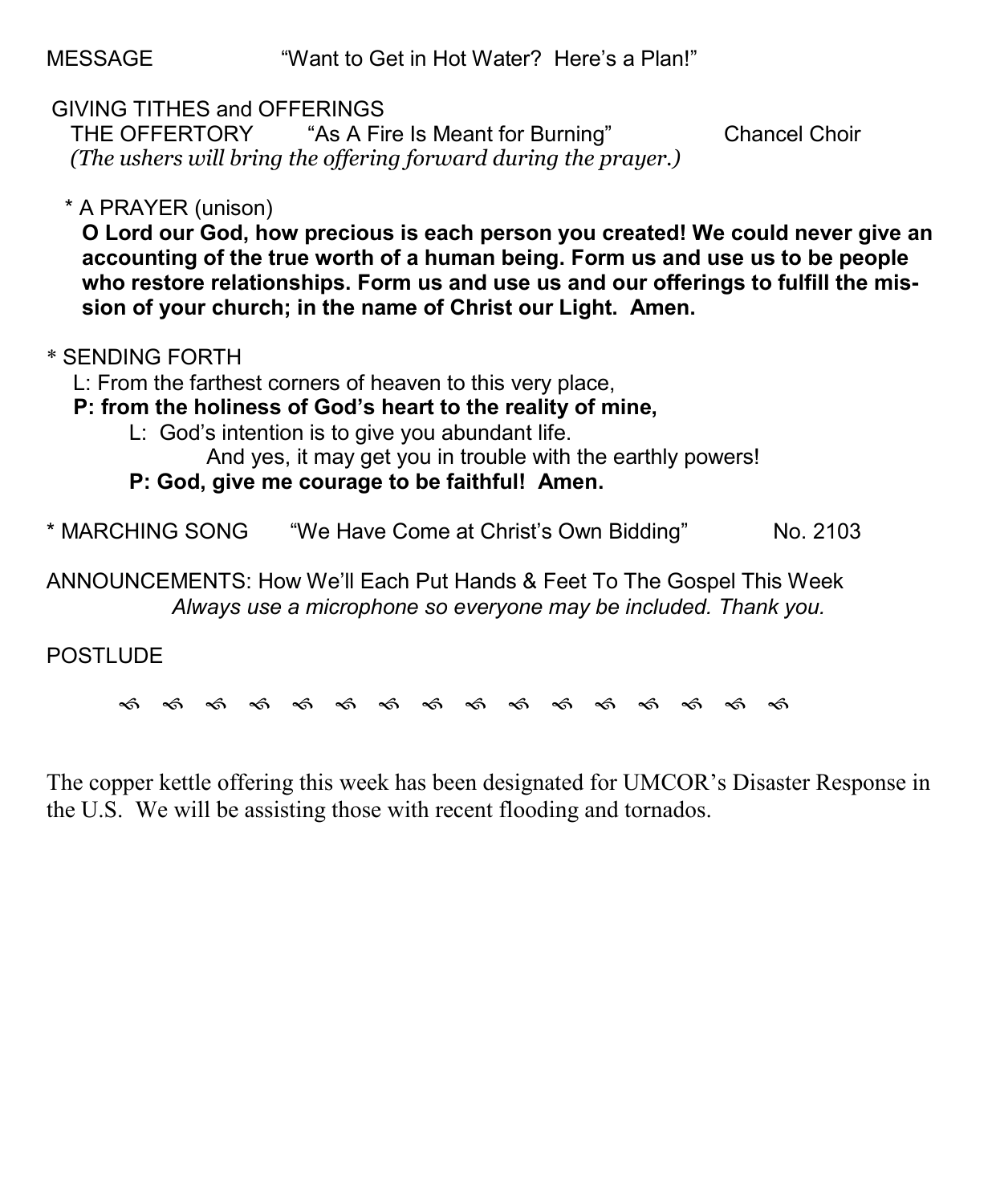MESSAGE "Want to Get in Hot Water? Here's a Plan!"

GIVING TITHES and OFFERINGS

THE OFFERTORY "As A Fire Is Meant for Burning" Chancel Choir

*(The ushers will bring the offering forward during the prayer.)*

\* A PRAYER (unison)

**O Lord our God, how precious is each person you created! We could never give an accounting of the true worth of a human being. Form us and use us to be people who restore relationships. Form us and use us and our offerings to fulfill the mission of your church; in the name of Christ our Light. Amen.**

\* SENDING FORTH

L: From the farthest corners of heaven to this very place,

**P: from the holiness of God's heart to the reality of mine,**

L: God's intention is to give you abundant life.
And yes, it may get you in trouble with the earthly powers!

**P: God, give me courage to be faithful! Amen.**

\* MARCHING SONG "We Have Come at Christ's Own Bidding" No. 2103

ANNOUNCEMENTS: How We'll Each Put Hands & Feet To The Gospel This Week

*Always use a microphone so everyone may be included. Thank you.*

POSTLUDE

---

The copper kettle offering this week has been designated for UMCOR's Disaster Response in the U.S. We will be assisting those with recent flooding and tornados.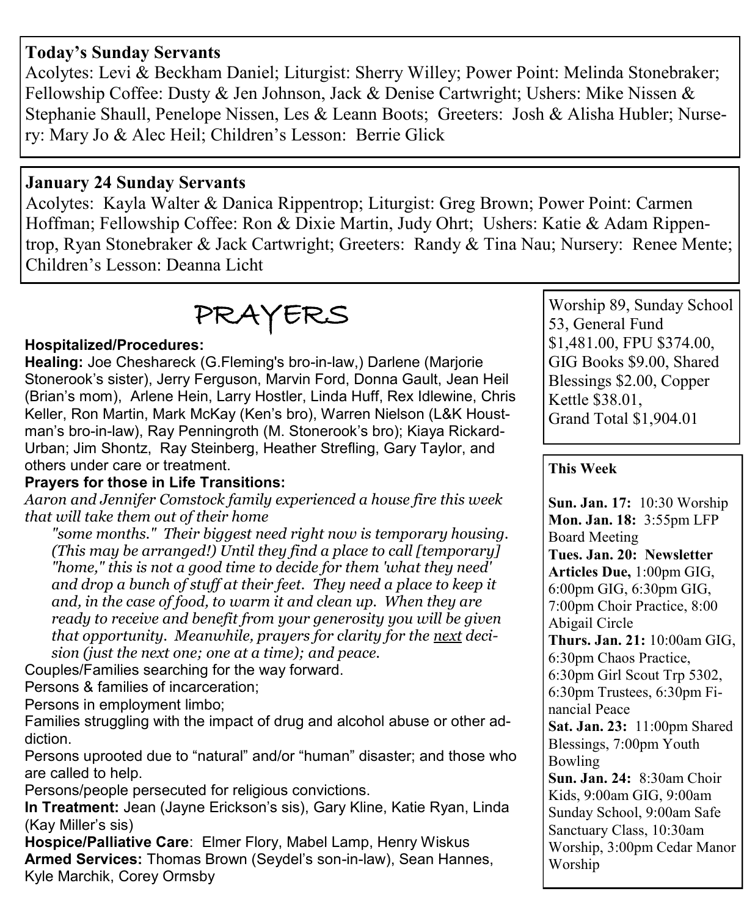**Today's Sunday Servants**
Acolytes: Levi & Beckham Daniel; Liturgist: Sherry Willey; Power Point: Melinda Stonebraker; Fellowship Coffee: Dusty & Jen Johnson, Jack & Denise Cartwright; Ushers: Mike Nissen & Stephanie Shaull, Penelope Nissen, Les & Leann Boots; Greeters: Josh & Alisha Hubler; Nursery: Mary Jo & Alec Heil; Children's Lesson: Berrie Glick

**January 24 Sunday Servants**
Acolytes: Kayla Walter & Danica Rippentrop; Liturgist: Greg Brown; Power Point: Carmen Hoffman; Fellowship Coffee: Ron & Dixie Martin, Judy Ohrt; Ushers: Katie & Adam Rippentrop, Ryan Stonebraker & Jack Cartwright; Greeters: Randy & Tina Nau; Nursery: Renee Mente; Children's Lesson: Deanna Licht

# PRAYERS

**Hospitalized/Procedures:**
**Healing:** Joe Cheshareck (G.Fleming's bro-in-law,) Darlene (Marjorie Stonerook's sister), Jerry Ferguson, Marvin Ford, Donna Gault, Jean Heil (Brian's mom), Arlene Hein, Larry Hostler, Linda Huff, Rex Idlewine, Chris Keller, Ron Martin, Mark McKay (Ken's bro), Warren Nielson (L&K Houstman's bro-in-law), Ray Penningroth (M. Stonerook's bro); Kiaya Rickard-Urban; Jim Shontz, Ray Steinberg, Heather Strefling, Gary Taylor, and others under care or treatment.
**Prayers for those in Life Transitions:**
*Aaron and Jennifer Comstock family experienced a house fire this week that will take them out of their home*
*"some months." Their biggest need right now is temporary housing. (This may be arranged!) Until they find a place to call [temporary] "home," this is not a good time to decide for them 'what they need' and drop a bunch of stuff at their feet. They need a place to keep it and, in the case of food, to warm it and clean up. When they are ready to receive and benefit from your generosity you will be given that opportunity. Meanwhile, prayers for clarity for the <u>next</u> decision (just the next one; one at a time); and peace.*
Couples/Families searching for the way forward.
Persons & families of incarceration;
Persons in employment limbo;
Families struggling with the impact of drug and alcohol abuse or other addiction.
Persons uprooted due to "natural" and/or "human" disaster; and those who are called to help.
Persons/people persecuted for religious convictions.
**In Treatment:** Jean (Jayne Erickson's sis), Gary Kline, Katie Ryan, Linda (Kay Miller's sis)
**Hospice/Palliative Care**: Elmer Flory, Mabel Lamp, Henry Wiskus
**Armed Services:** Thomas Brown (Seydel's son-in-law), Sean Hannes, Kyle Marchik, Corey Ormsby

Worship 89, Sunday School 53, General Fund $1,481.00, FPU $374.00, GIG Books $9.00, Shared Blessings $2.00, Copper Kettle $38.01,
Grand Total $1,904.01

**This Week**

**Sun. Jan. 17:** 10:30 Worship
**Mon. Jan. 18:** 3:55pm LFP Board Meeting
**Tues. Jan. 20: Newsletter Articles Due,** 1:00pm GIG, 6:00pm GIG, 6:30pm GIG, 7:00pm Choir Practice, 8:00 Abigail Circle
**Thurs. Jan. 21:** 10:00am GIG, 6:30pm Chaos Practice, 6:30pm Girl Scout Trp 5302, 6:30pm Trustees, 6:30pm Financial Peace
**Sat. Jan. 23:** 11:00pm Shared Blessings, 7:00pm Youth Bowling
**Sun. Jan. 24:** 8:30am Choir Kids, 9:00am GIG, 9:00am Sunday School, 9:00am Safe Sanctuary Class, 10:30am Worship, 3:00pm Cedar Manor Worship